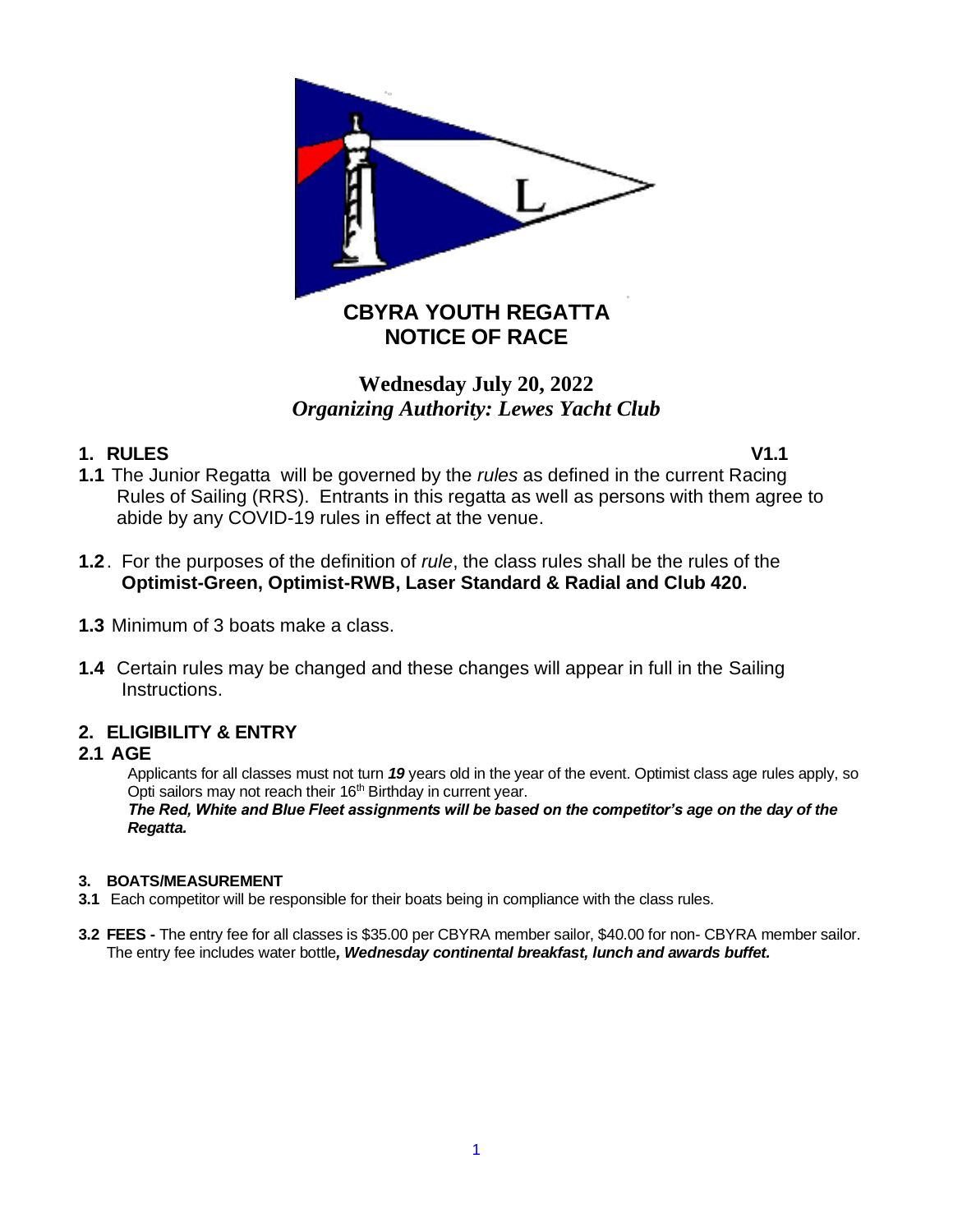# CBYRA YOUTH REGATTA
# NOTICE OF RACE

**Wednesday July 20, 2022**
***Organizing Authority: Lewes Yacht Club***

## 1. RULES **V1.1**

**1.1** The Junior Regatta will be governed by the *rules* as defined in the current Racing Rules of Sailing (RRS). Entrants in this regatta as well as persons with them agree to abide by any COVID-19 rules in effect at the venue.

**1.2**. For the purposes of the definition of *rule*, the class rules shall be the rules of the **Optimist-Green, Optimist-RWB, Laser Standard & Radial and Club 420.**

**1.3** Minimum of 3 boats make a class.

**1.4** Certain rules may be changed and these changes will appear in full in the Sailing Instructions.

## 2. ELIGIBILITY & ENTRY

### 2.1 AGE

Applicants for all classes must not turn ***19*** years old in the year of the event. Optimist class age rules apply, so Opti sailors may not reach their 16th Birthday in current year.
***The Red, White and Blue Fleet assignments will be based on the competitor's age on the day of the Regatta.***

### 3. BOATS/MEASUREMENT

**3.1** Each competitor will be responsible for their boats being in compliance with the class rules.

**3.2 FEES -** The entry fee for all classes is $35.00 per CBYRA member sailor, $40.00 for non- CBYRA member sailor. The entry fee includes water bottle***, Wednesday continental breakfast, lunch and awards buffet.***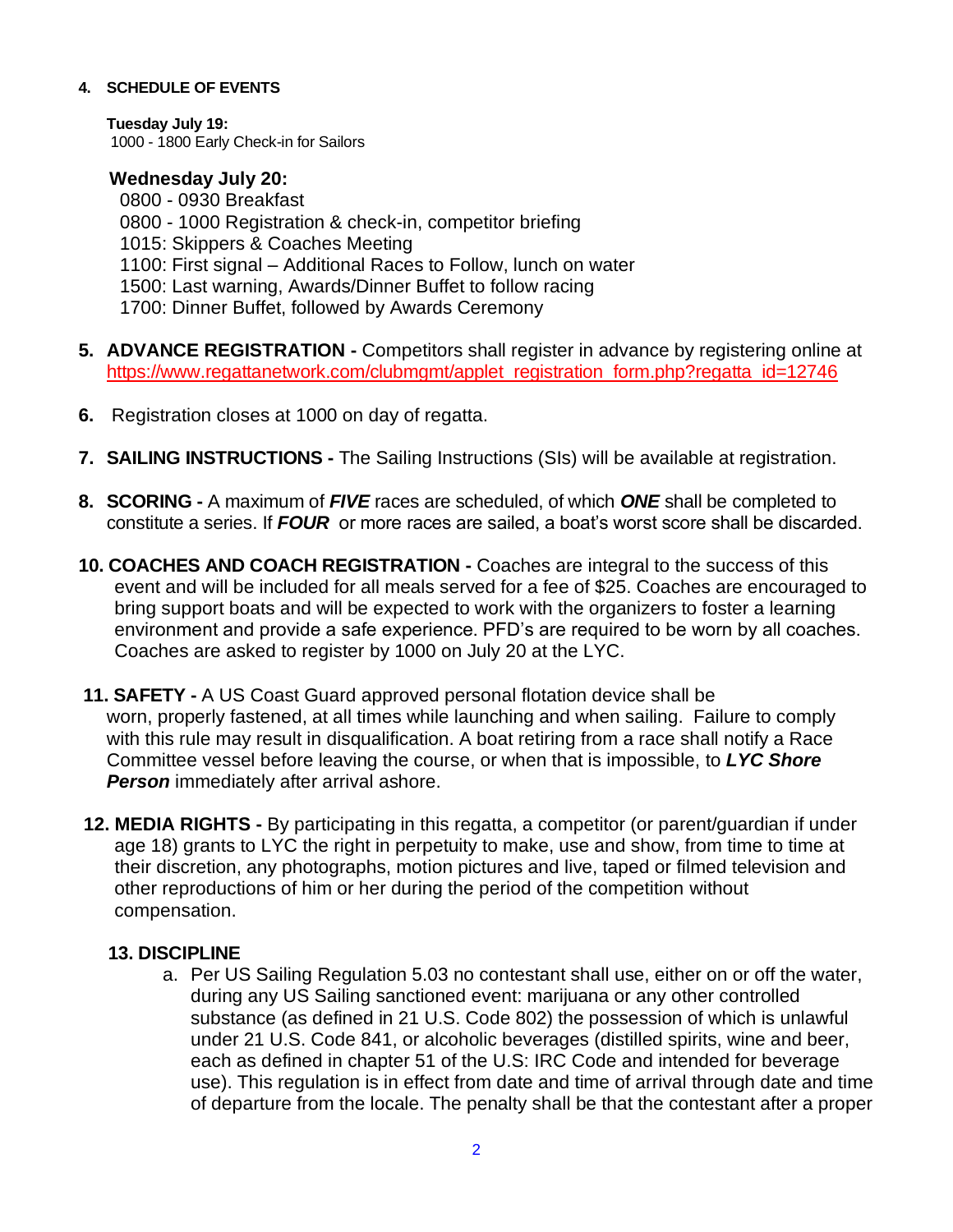**4. SCHEDULE OF EVENTS**

**Tuesday July 19:**
1000 - 1800 Early Check-in for Sailors

**Wednesday July 20:**
0800 - 0930 Breakfast
0800 - 1000 Registration & check-in, competitor briefing
1015: Skippers & Coaches Meeting
1100: First signal – Additional Races to Follow, lunch on water
1500: Last warning, Awards/Dinner Buffet to follow racing
1700: Dinner Buffet, followed by Awards Ceremony

5. **ADVANCE REGISTRATION -** Competitors shall register in advance by registering online at https://www.regattanetwork.com/clubmgmt/applet_registration_form.php?regatta_id=12746

6. Registration closes at 1000 on day of regatta.

7. **SAILING INSTRUCTIONS -** The Sailing Instructions (SIs) will be available at registration.

8. **SCORING -** A maximum of ***FIVE*** races are scheduled, of which ***ONE*** shall be completed to constitute a series. If ***FOUR*** or more races are sailed, a boat's worst score shall be discarded.

10. **COACHES AND COACH REGISTRATION -** Coaches are integral to the success of this event and will be included for all meals served for a fee of $25. Coaches are encouraged to bring support boats and will be expected to work with the organizers to foster a learning environment and provide a safe experience. PFD's are required to be worn by all coaches. Coaches are asked to register by 1000 on July 20 at the LYC.

11. **SAFETY -** A US Coast Guard approved personal flotation device shall be worn, properly fastened, at all times while launching and when sailing. Failure to comply with this rule may result in disqualification. A boat retiring from a race shall notify a Race Committee vessel before leaving the course, or when that is impossible, to ***LYC Shore Person*** immediately after arrival ashore.

12. **MEDIA RIGHTS -** By participating in this regatta, a competitor (or parent/guardian if under age 18) grants to LYC the right in perpetuity to make, use and show, from time to time at their discretion, any photographs, motion pictures and live, taped or filmed television and other reproductions of him or her during the period of the competition without compensation.

**13. DISCIPLINE**

a. Per US Sailing Regulation 5.03 no contestant shall use, either on or off the water, during any US Sailing sanctioned event: marijuana or any other controlled substance (as defined in 21 U.S. Code 802) the possession of which is unlawful under 21 U.S. Code 841, or alcoholic beverages (distilled spirits, wine and beer, each as defined in chapter 51 of the U.S: IRC Code and intended for beverage use). This regulation is in effect from date and time of arrival through date and time of departure from the locale. The penalty shall be that the contestant after a proper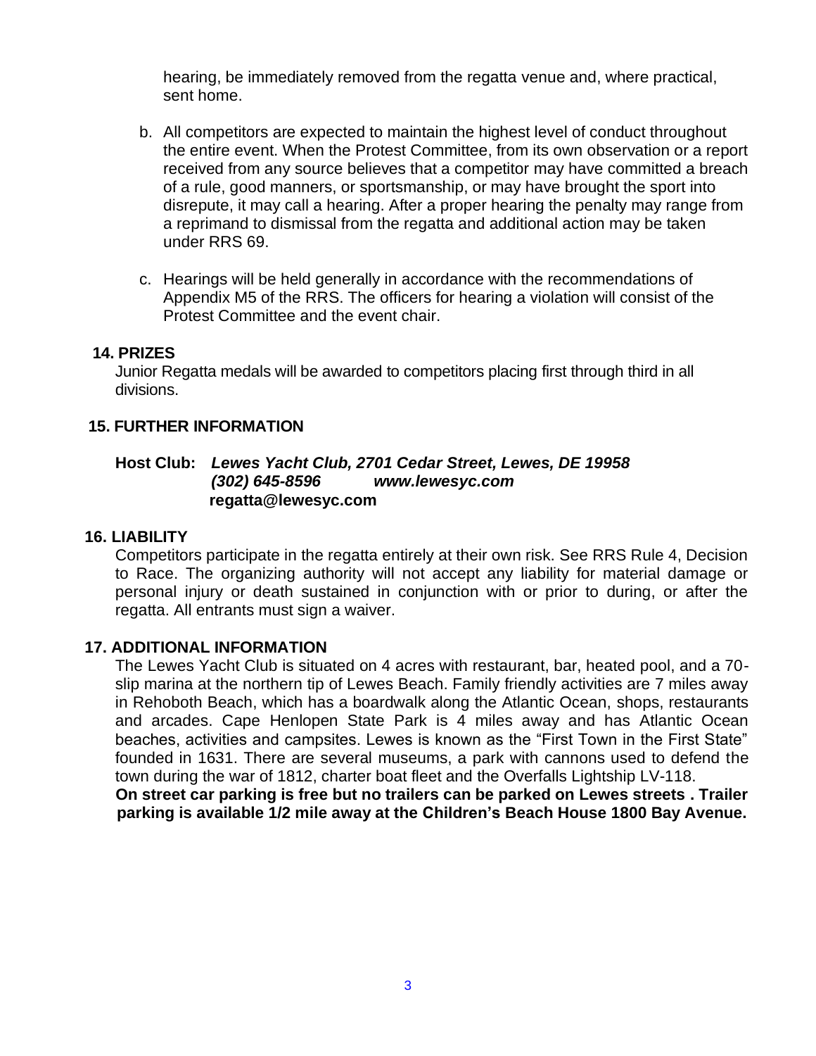hearing, be immediately removed from the regatta venue and, where practical, sent home.

b. All competitors are expected to maintain the highest level of conduct throughout the entire event. When the Protest Committee, from its own observation or a report received from any source believes that a competitor may have committed a breach of a rule, good manners, or sportsmanship, or may have brought the sport into disrepute, it may call a hearing. After a proper hearing the penalty may range from a reprimand to dismissal from the regatta and additional action may be taken under RRS 69.

c. Hearings will be held generally in accordance with the recommendations of Appendix M5 of the RRS. The officers for hearing a violation will consist of the Protest Committee and the event chair.

## 14. PRIZES

Junior Regatta medals will be awarded to competitors placing first through third in all divisions.

## 15. FURTHER INFORMATION

**Host Club:** ***Lewes Yacht Club, 2701 Cedar Street, Lewes, DE 19958***
***(302) 645-8596 www.lewesyc.com***
**regatta@lewesyc.com**

## 16. LIABILITY

Competitors participate in the regatta entirely at their own risk. See RRS Rule 4, Decision to Race. The organizing authority will not accept any liability for material damage or personal injury or death sustained in conjunction with or prior to during, or after the regatta. All entrants must sign a waiver.

## 17. ADDITIONAL INFORMATION

The Lewes Yacht Club is situated on 4 acres with restaurant, bar, heated pool, and a 70-slip marina at the northern tip of Lewes Beach. Family friendly activities are 7 miles away in Rehoboth Beach, which has a boardwalk along the Atlantic Ocean, shops, restaurants and arcades. Cape Henlopen State Park is 4 miles away and has Atlantic Ocean beaches, activities and campsites. Lewes is known as the "First Town in the First State" founded in 1631. There are several museums, a park with cannons used to defend the town during the war of 1812, charter boat fleet and the Overfalls Lightship LV-118.

**On street car parking is free but no trailers can be parked on Lewes streets . Trailer parking is available 1/2 mile away at the Children's Beach House 1800 Bay Avenue.**